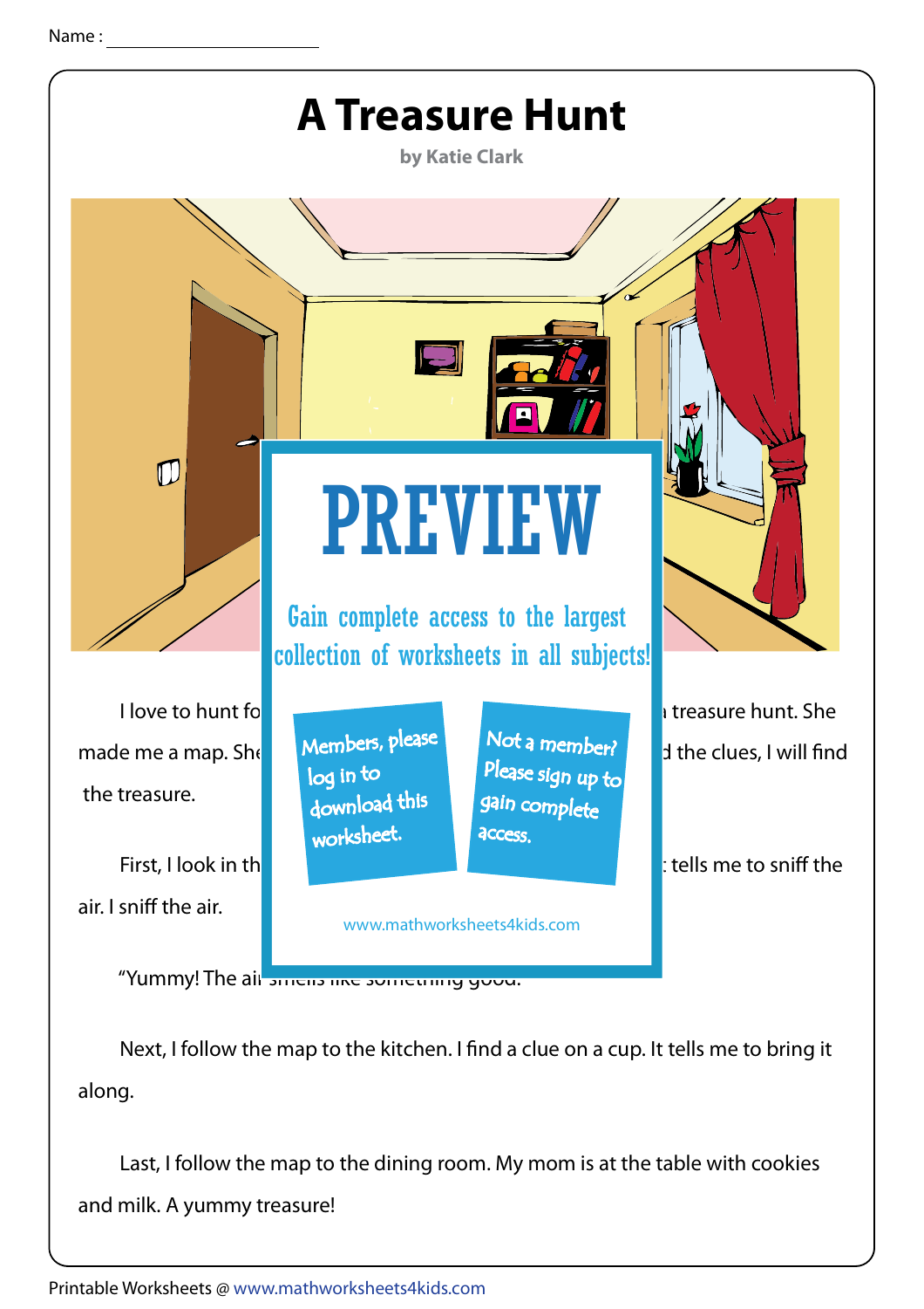Name : 

# A Treasure Hunt

**by Katie Clark**

PREVIEW

Gain complete access to the largest collection of worksheets in all subjects!

Members, please log in to download this worksheet.

Not a member? Please sign up to gain complete access.

www.mathworksheets4kids.com

I love to hunt fo... treasure hunt. She made me a map. She... the clues, I will find the treasure.

First, I look in th... tells me to sniff the air. I sniff the air.

"Yummy! The air smells like something good."

Next, I follow the map to the kitchen. I find a clue on a cup. It tells me to bring it along.

Last, I follow the map to the dining room. My mom is at the table with cookies and milk. A yummy treasure!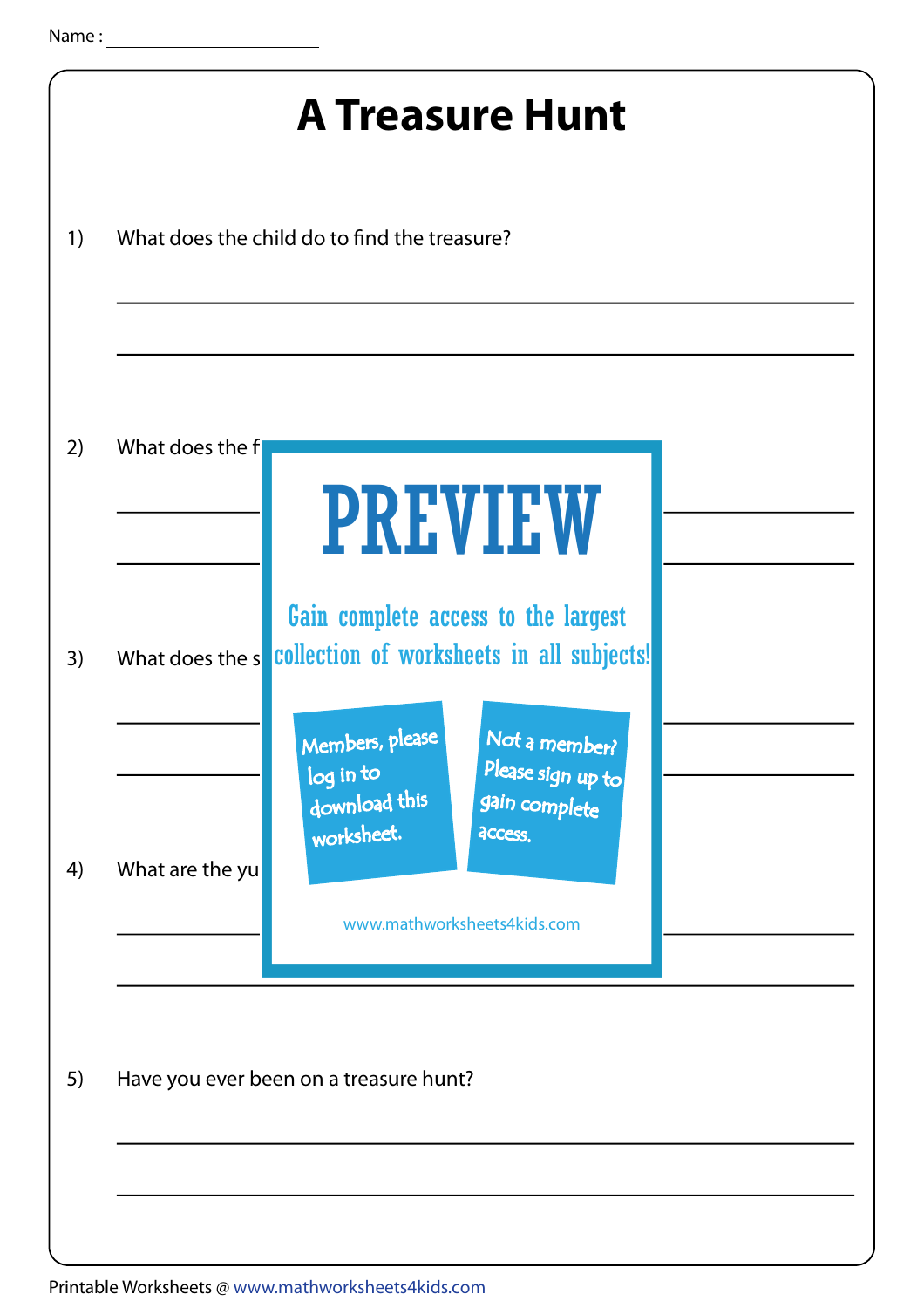Name :

# A Treasure Hunt

1) What does the child do to find the treasure?

2) What does the f

3) What does the s

4) What are the yu

PREVIEW

Gain complete access to the largest collection of worksheets in all subjects!

Members, please log in to download this worksheet.

Not a member? Please sign up to gain complete access.

www.mathworksheets4kids.com

5) Have you ever been on a treasure hunt?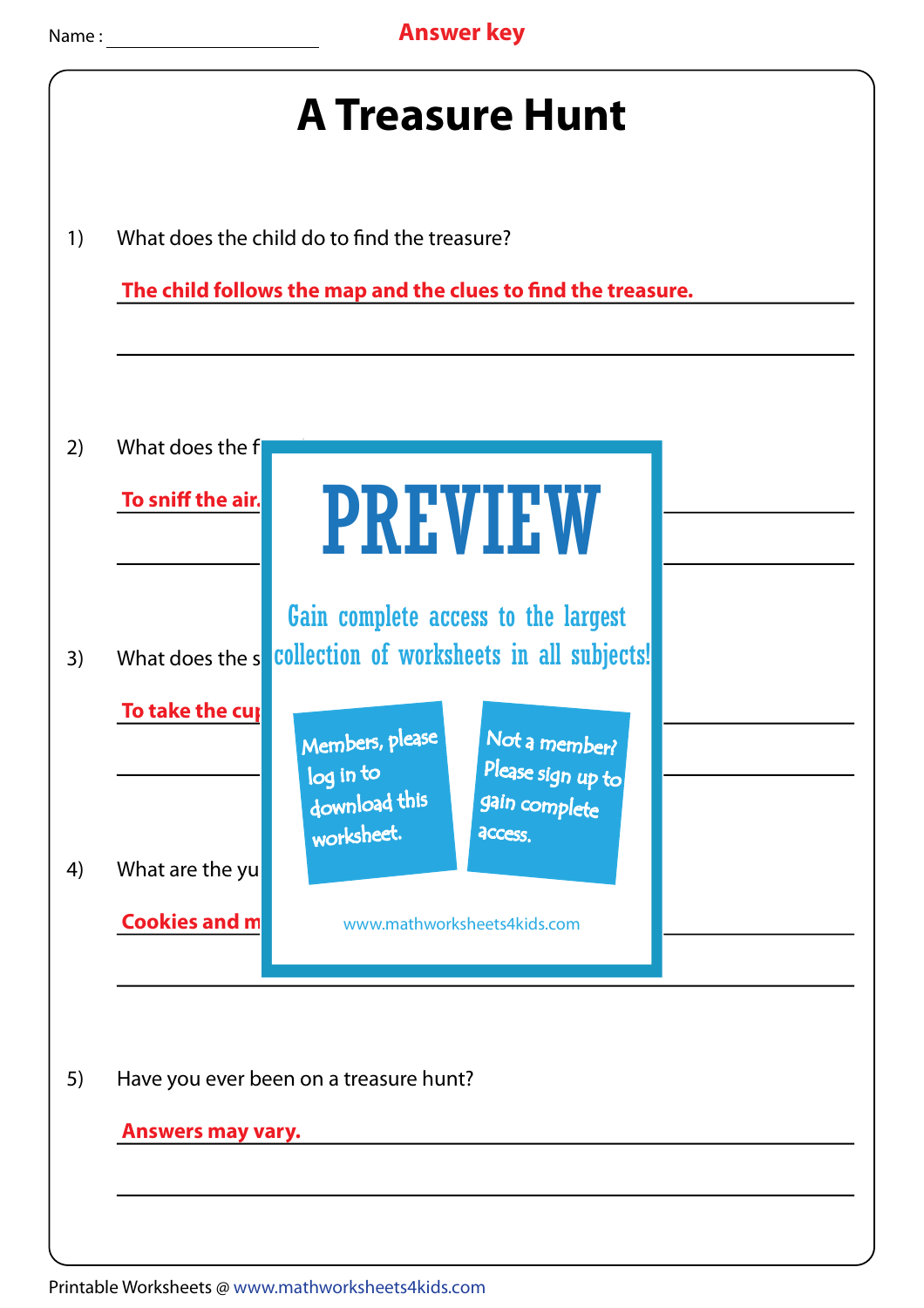Name :

**Answer key**

# A Treasure Hunt

1) What does the child do to find the treasure?

**The child follows the map and the clues to find the treasure.**

2) What does the f

**To sniff the air.**

3) What does the s

**To take the cu**

4) What are the yu

**Cookies and m**

5) Have you ever been on a treasure hunt?

**Answers may vary.**

PREVIEW

Gain complete access to the largest collection of worksheets in all subjects!

Members, please log in to download this worksheet.

Not a member? Please sign up to gain complete access.

www.mathworksheets4kids.com